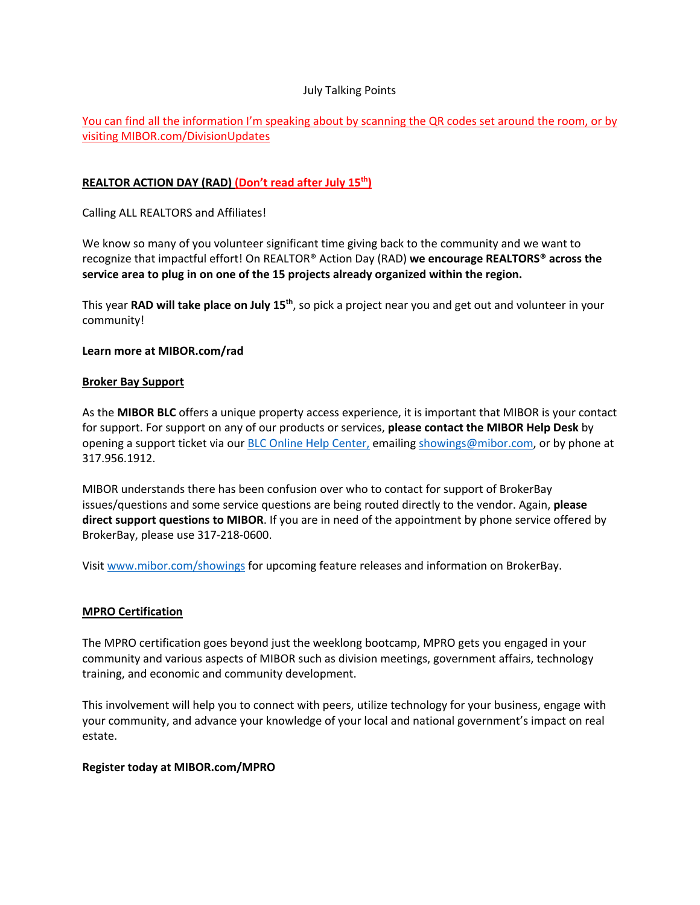July Talking Points

You can find all the information I'm speaking about by scanning the QR codes set around the room, or by visiting MIBOR.com/DivisionUpdates

**REALTOR ACTION DAY (RAD) (Don't read after July 15th)**

Calling ALL REALTORS and Affiliates!

We know so many of you volunteer significant time giving back to the community and we want to recognize that impactful effort! On REALTOR® Action Day (RAD) **we encourage REALTORS® across the service area to plug in on one of the 15 projects already organized within the region.**

This year **RAD will take place on July 15th**, so pick a project near you and get out and volunteer in your community!

**Learn more at MIBOR.com/rad**

**Broker Bay Support**

As the **MIBOR BLC** offers a unique property access experience, it is important that MIBOR is your contact for support. For support on any of our products or services, **please contact the MIBOR Help Desk** by opening a support ticket via our BLC Online Help Center, emailing showings@mibor.com, or by phone at 317.956.1912.

MIBOR understands there has been confusion over who to contact for support of BrokerBay issues/questions and some service questions are being routed directly to the vendor. Again, **please direct support questions to MIBOR**. If you are in need of the appointment by phone service offered by BrokerBay, please use 317-218-0600.

Visit www.mibor.com/showings for upcoming feature releases and information on BrokerBay.

**MPRO Certification**

The MPRO certification goes beyond just the weeklong bootcamp, MPRO gets you engaged in your community and various aspects of MIBOR such as division meetings, government affairs, technology training, and economic and community development.

This involvement will help you to connect with peers, utilize technology for your business, engage with your community, and advance your knowledge of your local and national government's impact on real estate.

**Register today at MIBOR.com/MPRO**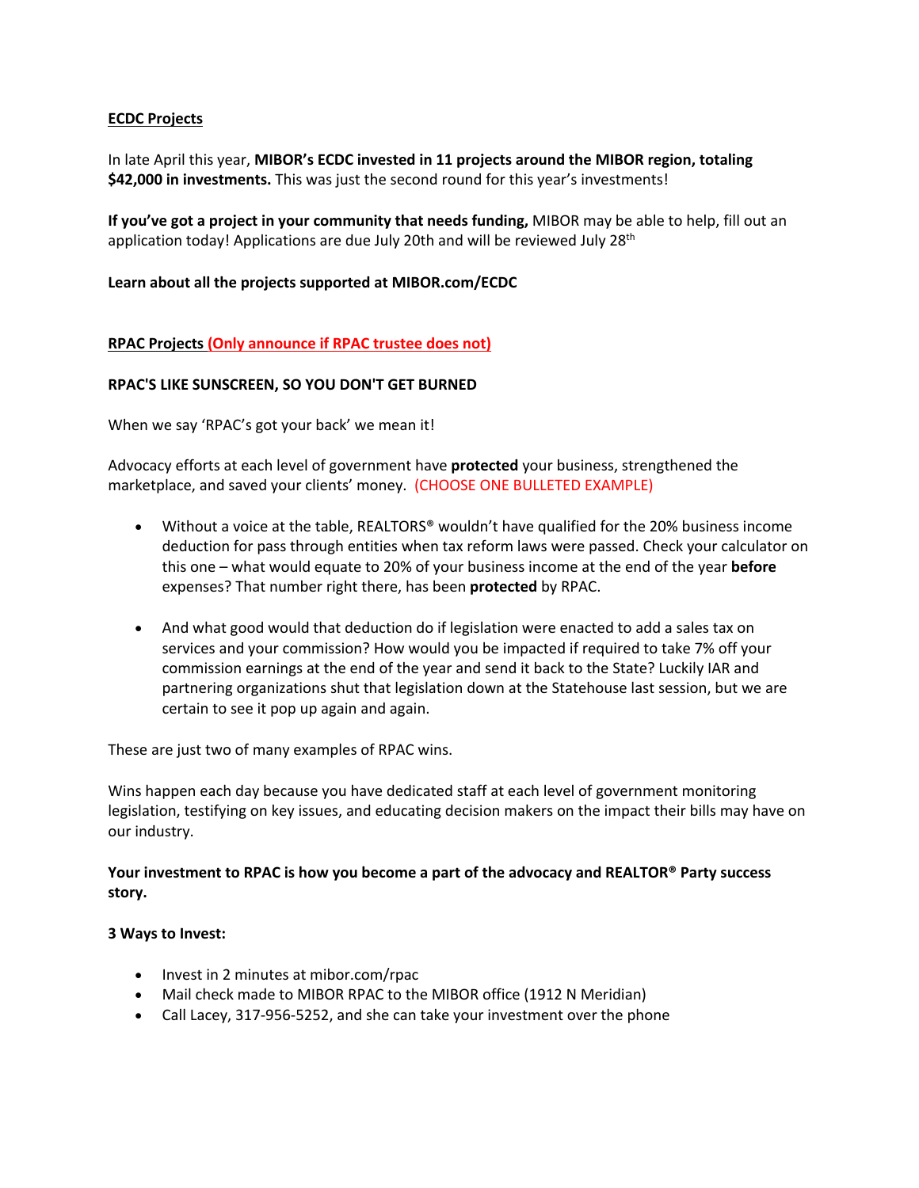**ECDC Projects**

In late April this year, **MIBOR's ECDC invested in 11 projects around the MIBOR region, totaling $42,000 in investments.** This was just the second round for this year's investments!

**If you've got a project in your community that needs funding,** MIBOR may be able to help, fill out an application today! Applications are due July 20th and will be reviewed July 28th

**Learn about all the projects supported at MIBOR.com/ECDC**

**RPAC Projects (Only announce if RPAC trustee does not)**

**RPAC'S LIKE SUNSCREEN, SO YOU DON'T GET BURNED**

When we say 'RPAC's got your back' we mean it!

Advocacy efforts at each level of government have **protected** your business, strengthened the marketplace, and saved your clients' money. (CHOOSE ONE BULLETED EXAMPLE)

- Without a voice at the table, REALTORS® wouldn't have qualified for the 20% business income deduction for pass through entities when tax reform laws were passed. Check your calculator on this one – what would equate to 20% of your business income at the end of the year **before** expenses? That number right there, has been **protected** by RPAC.

- And what good would that deduction do if legislation were enacted to add a sales tax on services and your commission? How would you be impacted if required to take 7% off your commission earnings at the end of the year and send it back to the State? Luckily IAR and partnering organizations shut that legislation down at the Statehouse last session, but we are certain to see it pop up again and again.

These are just two of many examples of RPAC wins.

Wins happen each day because you have dedicated staff at each level of government monitoring legislation, testifying on key issues, and educating decision makers on the impact their bills may have on our industry.

**Your investment to RPAC is how you become a part of the advocacy and REALTOR® Party success story.**

**3 Ways to Invest:**

- Invest in 2 minutes at mibor.com/rpac
- Mail check made to MIBOR RPAC to the MIBOR office (1912 N Meridian)
- Call Lacey, 317-956-5252, and she can take your investment over the phone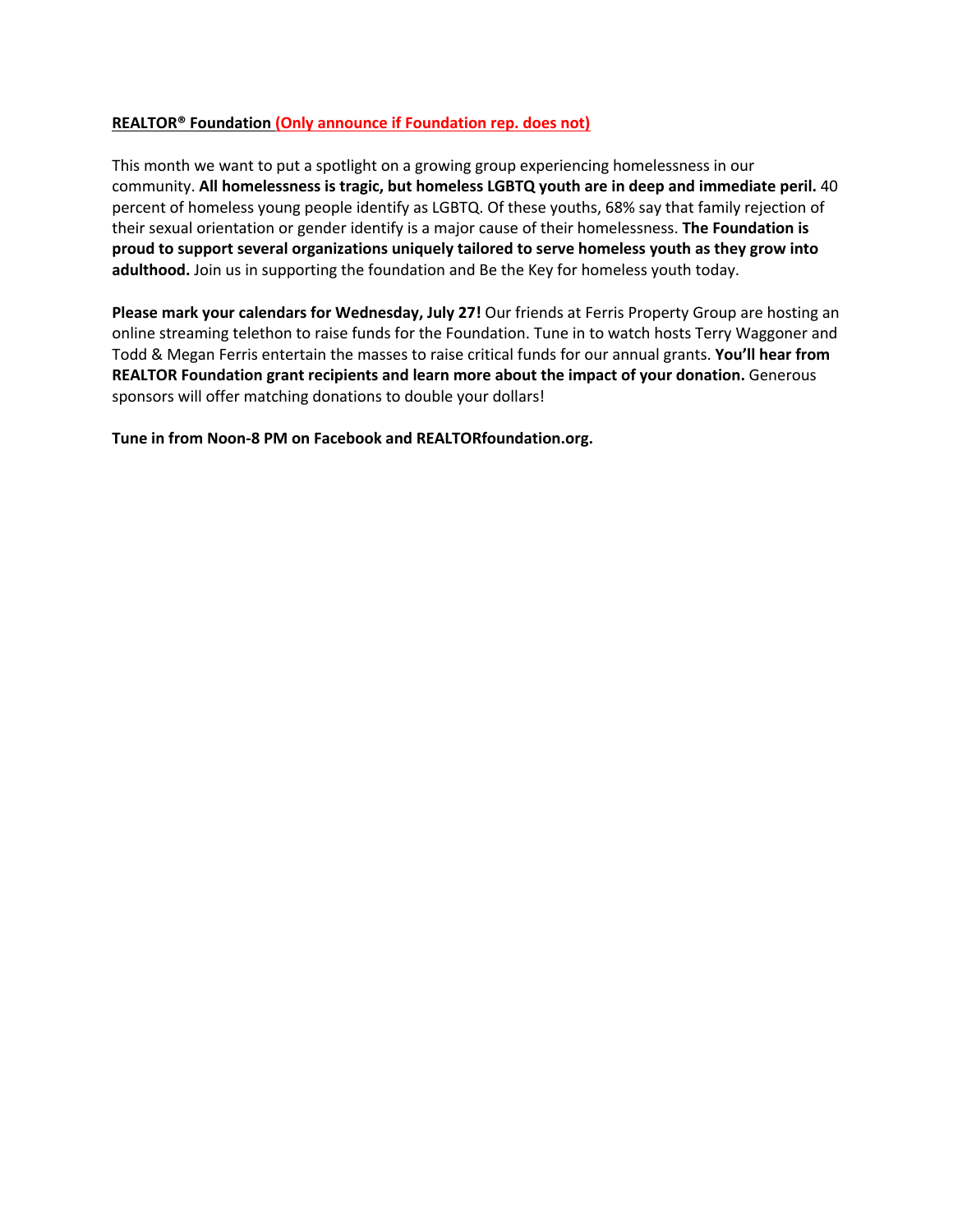**<u>REALTOR® Foundation</u> <u>(Only announce if Foundation rep. does not)</u>**

This month we want to put a spotlight on a growing group experiencing homelessness in our community. **All homelessness is tragic, but homeless LGBTQ youth are in deep and immediate peril.** 40 percent of homeless young people identify as LGBTQ. Of these youths, 68% say that family rejection of their sexual orientation or gender identify is a major cause of their homelessness. **The Foundation is proud to support several organizations uniquely tailored to serve homeless youth as they grow into adulthood.** Join us in supporting the foundation and Be the Key for homeless youth today.

**Please mark your calendars for Wednesday, July 27!** Our friends at Ferris Property Group are hosting an online streaming telethon to raise funds for the Foundation. Tune in to watch hosts Terry Waggoner and Todd & Megan Ferris entertain the masses to raise critical funds for our annual grants. **You'll hear from REALTOR Foundation grant recipients and learn more about the impact of your donation.** Generous sponsors will offer matching donations to double your dollars!

**Tune in from Noon-8 PM on Facebook and REALTORfoundation.org.**